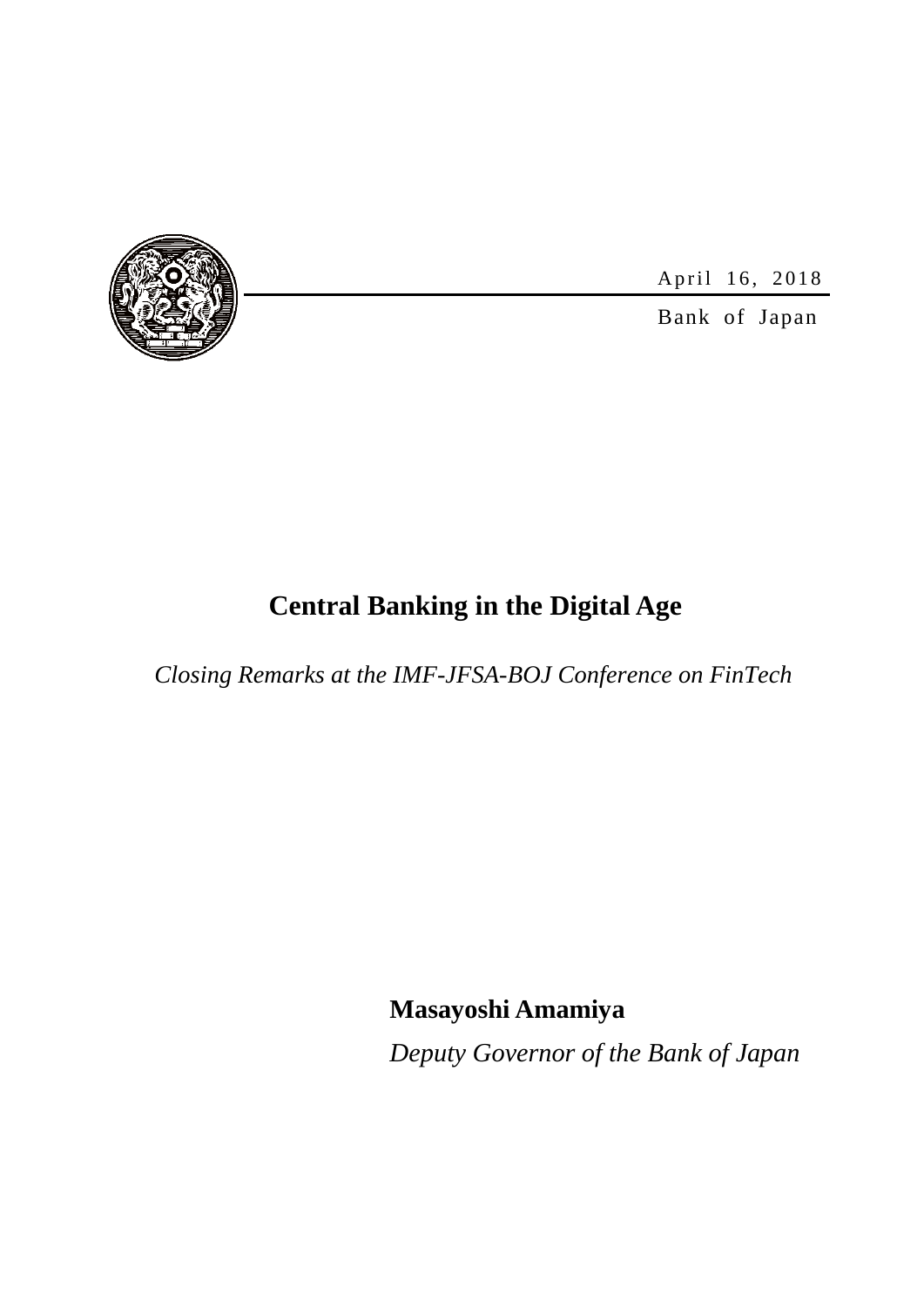April 16, 2018

Bank of Japan

# Central Banking in the Digital Age

*Closing Remarks at the IMF-JFSA-BOJ Conference on FinTech*

**Masayoshi Amamiya**

*Deputy Governor of the Bank of Japan*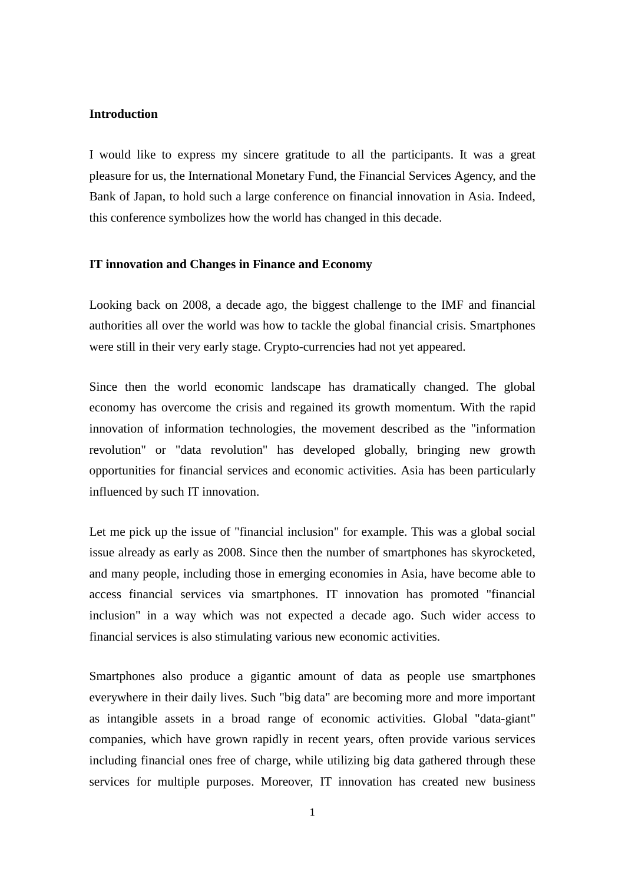**Introduction**

I would like to express my sincere gratitude to all the participants. It was a great pleasure for us, the International Monetary Fund, the Financial Services Agency, and the Bank of Japan, to hold such a large conference on financial innovation in Asia. Indeed, this conference symbolizes how the world has changed in this decade.

**IT innovation and Changes in Finance and Economy**

Looking back on 2008, a decade ago, the biggest challenge to the IMF and financial authorities all over the world was how to tackle the global financial crisis. Smartphones were still in their very early stage. Crypto-currencies had not yet appeared.

Since then the world economic landscape has dramatically changed. The global economy has overcome the crisis and regained its growth momentum. With the rapid innovation of information technologies, the movement described as the "information revolution" or "data revolution" has developed globally, bringing new growth opportunities for financial services and economic activities. Asia has been particularly influenced by such IT innovation.

Let me pick up the issue of "financial inclusion" for example. This was a global social issue already as early as 2008. Since then the number of smartphones has skyrocketed, and many people, including those in emerging economies in Asia, have become able to access financial services via smartphones. IT innovation has promoted "financial inclusion" in a way which was not expected a decade ago. Such wider access to financial services is also stimulating various new economic activities.

Smartphones also produce a gigantic amount of data as people use smartphones everywhere in their daily lives. Such "big data" are becoming more and more important as intangible assets in a broad range of economic activities. Global "data-giant" companies, which have grown rapidly in recent years, often provide various services including financial ones free of charge, while utilizing big data gathered through these services for multiple purposes. Moreover, IT innovation has created new business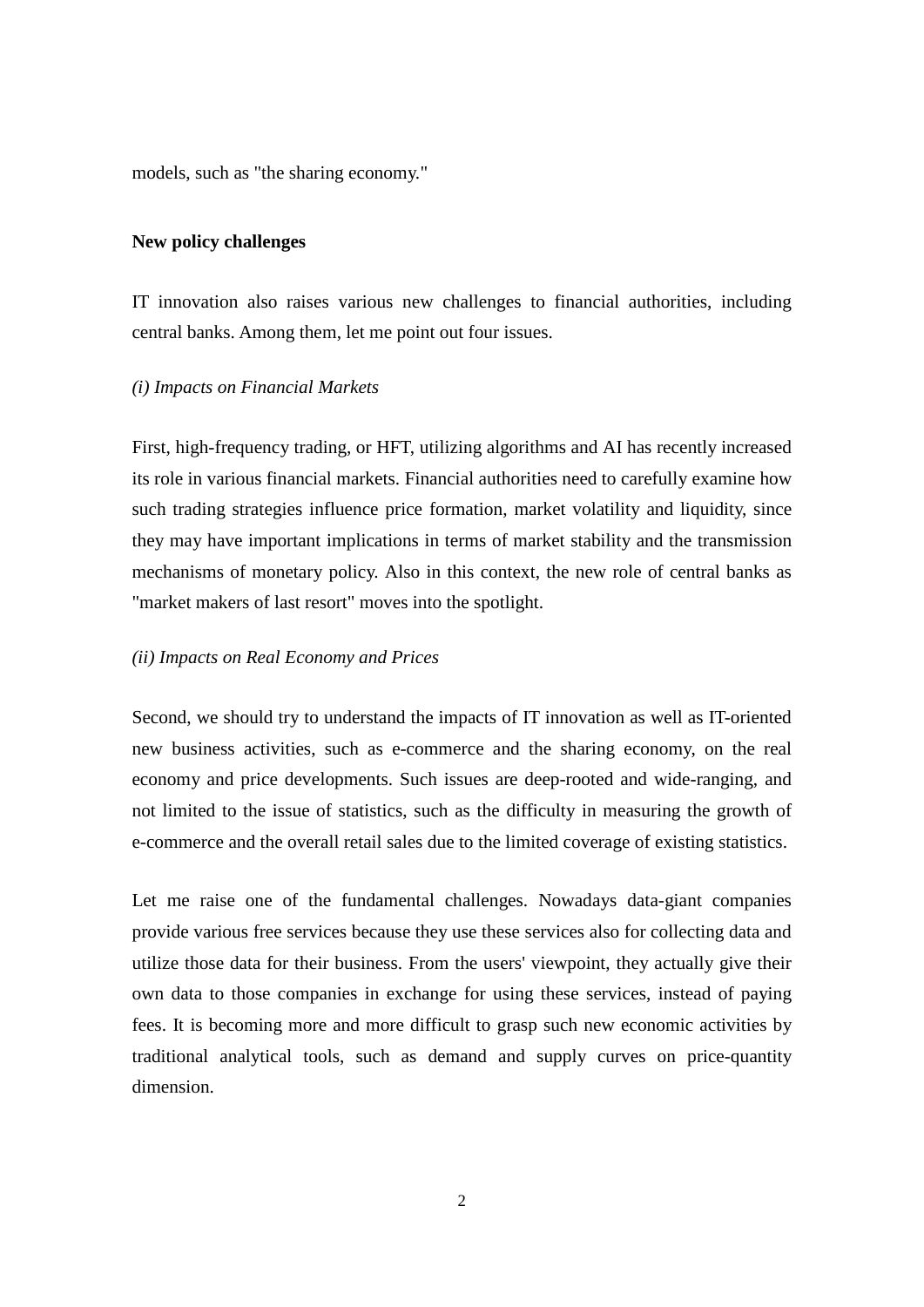models, such as "the sharing economy."

**New policy challenges**

IT innovation also raises various new challenges to financial authorities, including central banks. Among them, let me point out four issues.

*(i) Impacts on Financial Markets*

First, high-frequency trading, or HFT, utilizing algorithms and AI has recently increased its role in various financial markets. Financial authorities need to carefully examine how such trading strategies influence price formation, market volatility and liquidity, since they may have important implications in terms of market stability and the transmission mechanisms of monetary policy. Also in this context, the new role of central banks as "market makers of last resort" moves into the spotlight.

*(ii) Impacts on Real Economy and Prices*

Second, we should try to understand the impacts of IT innovation as well as IT-oriented new business activities, such as e-commerce and the sharing economy, on the real economy and price developments. Such issues are deep-rooted and wide-ranging, and not limited to the issue of statistics, such as the difficulty in measuring the growth of e-commerce and the overall retail sales due to the limited coverage of existing statistics.

Let me raise one of the fundamental challenges. Nowadays data-giant companies provide various free services because they use these services also for collecting data and utilize those data for their business. From the users' viewpoint, they actually give their own data to those companies in exchange for using these services, instead of paying fees. It is becoming more and more difficult to grasp such new economic activities by traditional analytical tools, such as demand and supply curves on price-quantity dimension.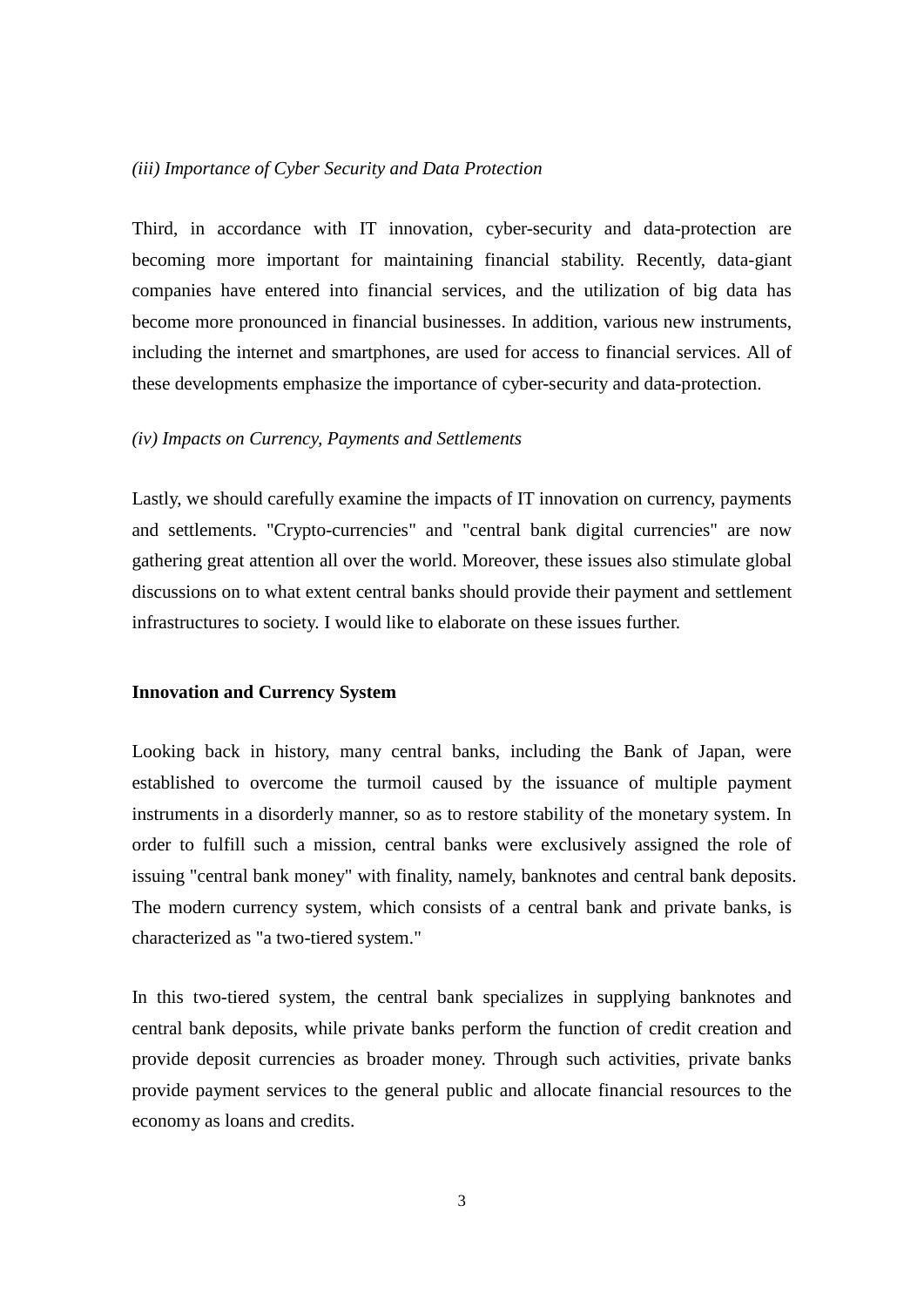*(iii) Importance of Cyber Security and Data Protection*

Third, in accordance with IT innovation, cyber-security and data-protection are becoming more important for maintaining financial stability. Recently, data-giant companies have entered into financial services, and the utilization of big data has become more pronounced in financial businesses. In addition, various new instruments, including the internet and smartphones, are used for access to financial services. All of these developments emphasize the importance of cyber-security and data-protection.

*(iv) Impacts on Currency, Payments and Settlements*

Lastly, we should carefully examine the impacts of IT innovation on currency, payments and settlements. "Crypto-currencies" and "central bank digital currencies" are now gathering great attention all over the world. Moreover, these issues also stimulate global discussions on to what extent central banks should provide their payment and settlement infrastructures to society. I would like to elaborate on these issues further.

**Innovation and Currency System**

Looking back in history, many central banks, including the Bank of Japan, were established to overcome the turmoil caused by the issuance of multiple payment instruments in a disorderly manner, so as to restore stability of the monetary system. In order to fulfill such a mission, central banks were exclusively assigned the role of issuing "central bank money" with finality, namely, banknotes and central bank deposits. The modern currency system, which consists of a central bank and private banks, is characterized as "a two-tiered system."

In this two-tiered system, the central bank specializes in supplying banknotes and central bank deposits, while private banks perform the function of credit creation and provide deposit currencies as broader money. Through such activities, private banks provide payment services to the general public and allocate financial resources to the economy as loans and credits.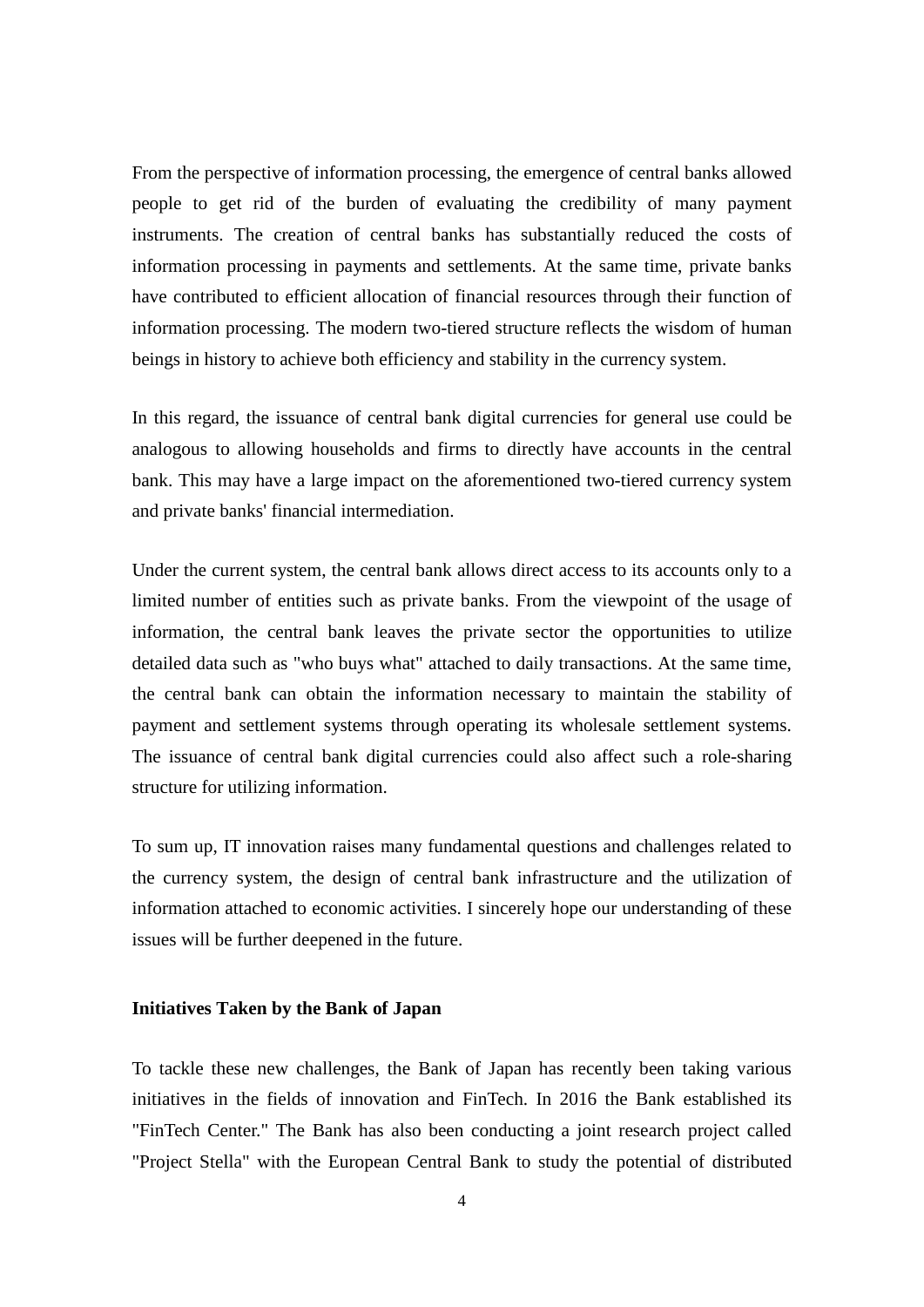From the perspective of information processing, the emergence of central banks allowed people to get rid of the burden of evaluating the credibility of many payment instruments. The creation of central banks has substantially reduced the costs of information processing in payments and settlements. At the same time, private banks have contributed to efficient allocation of financial resources through their function of information processing. The modern two-tiered structure reflects the wisdom of human beings in history to achieve both efficiency and stability in the currency system.

In this regard, the issuance of central bank digital currencies for general use could be analogous to allowing households and firms to directly have accounts in the central bank. This may have a large impact on the aforementioned two-tiered currency system and private banks' financial intermediation.

Under the current system, the central bank allows direct access to its accounts only to a limited number of entities such as private banks. From the viewpoint of the usage of information, the central bank leaves the private sector the opportunities to utilize detailed data such as "who buys what" attached to daily transactions. At the same time, the central bank can obtain the information necessary to maintain the stability of payment and settlement systems through operating its wholesale settlement systems. The issuance of central bank digital currencies could also affect such a role-sharing structure for utilizing information.

To sum up, IT innovation raises many fundamental questions and challenges related to the currency system, the design of central bank infrastructure and the utilization of information attached to economic activities. I sincerely hope our understanding of these issues will be further deepened in the future.

**Initiatives Taken by the Bank of Japan**

To tackle these new challenges, the Bank of Japan has recently been taking various initiatives in the fields of innovation and FinTech. In 2016 the Bank established its "FinTech Center." The Bank has also been conducting a joint research project called "Project Stella" with the European Central Bank to study the potential of distributed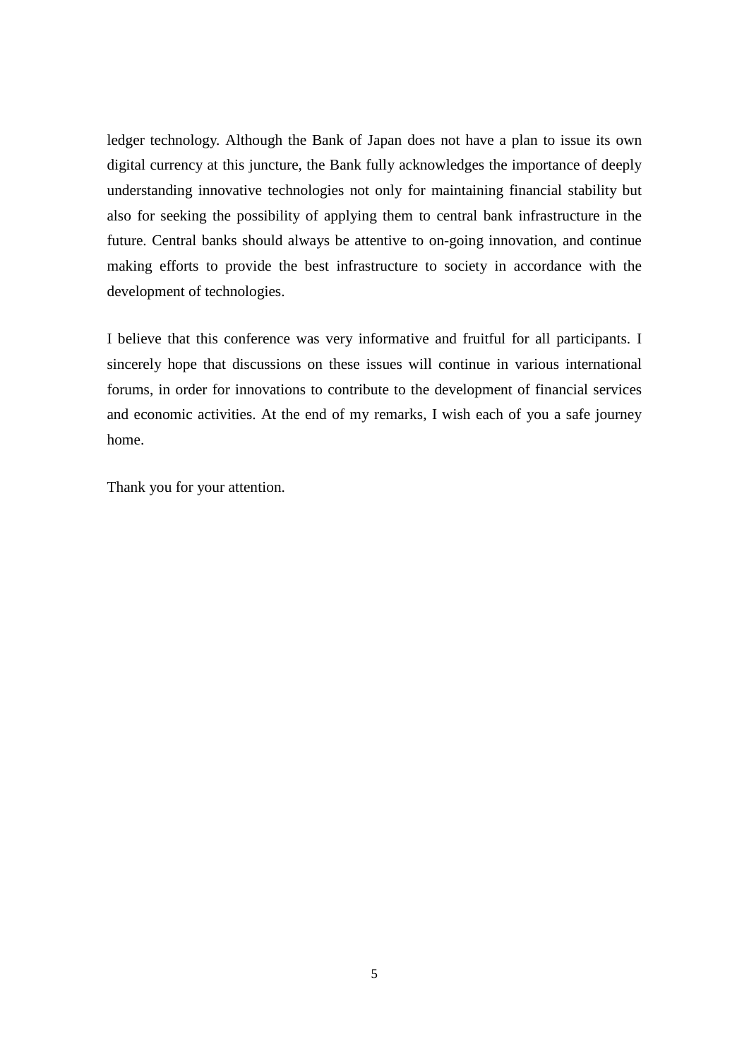ledger technology. Although the Bank of Japan does not have a plan to issue its own digital currency at this juncture, the Bank fully acknowledges the importance of deeply understanding innovative technologies not only for maintaining financial stability but also for seeking the possibility of applying them to central bank infrastructure in the future. Central banks should always be attentive to on-going innovation, and continue making efforts to provide the best infrastructure to society in accordance with the development of technologies.

I believe that this conference was very informative and fruitful for all participants. I sincerely hope that discussions on these issues will continue in various international forums, in order for innovations to contribute to the development of financial services and economic activities. At the end of my remarks, I wish each of you a safe journey home.

Thank you for your attention.